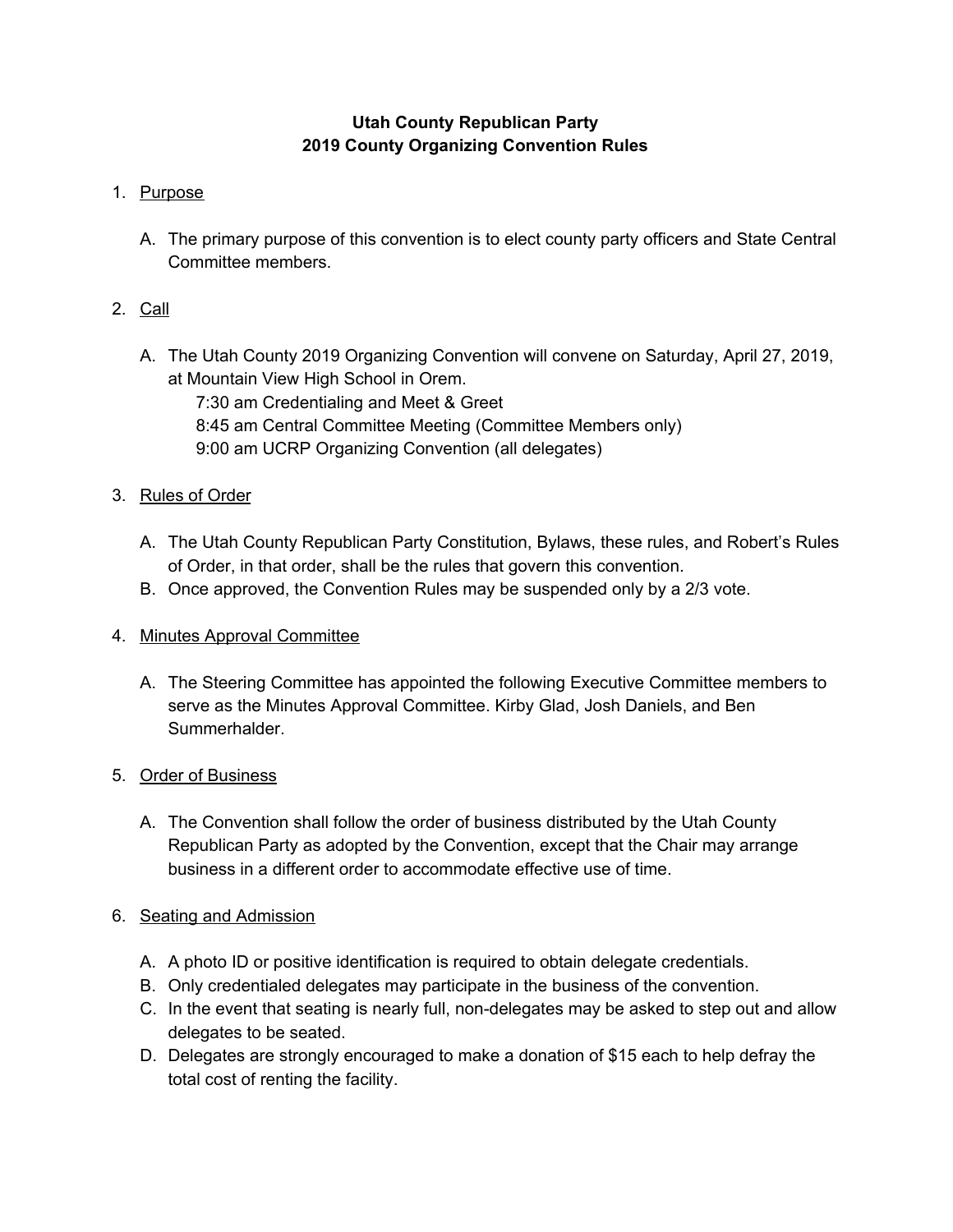# Utah County Republican Party
# 2019 County Organizing Convention Rules

1. Purpose

   A. The primary purpose of this convention is to elect county party officers and State Central Committee members.

2. Call

   A. The Utah County 2019 Organizing Convention will convene on Saturday, April 27, 2019, at Mountain View High School in Orem.
      7:30 am Credentialing and Meet & Greet
      8:45 am Central Committee Meeting (Committee Members only)
      9:00 am UCRP Organizing Convention (all delegates)

3. Rules of Order

   A. The Utah County Republican Party Constitution, Bylaws, these rules, and Robert's Rules of Order, in that order, shall be the rules that govern this convention.
   B. Once approved, the Convention Rules may be suspended only by a 2/3 vote.

4. Minutes Approval Committee

   A. The Steering Committee has appointed the following Executive Committee members to serve as the Minutes Approval Committee. Kirby Glad, Josh Daniels, and Ben Summerhalder.

5. Order of Business

   A. The Convention shall follow the order of business distributed by the Utah County Republican Party as adopted by the Convention, except that the Chair may arrange business in a different order to accommodate effective use of time.

6. Seating and Admission

   A. A photo ID or positive identification is required to obtain delegate credentials.
   B. Only credentialed delegates may participate in the business of the convention.
   C. In the event that seating is nearly full, non-delegates may be asked to step out and allow delegates to be seated.
   D. Delegates are strongly encouraged to make a donation of $15 each to help defray the total cost of renting the facility.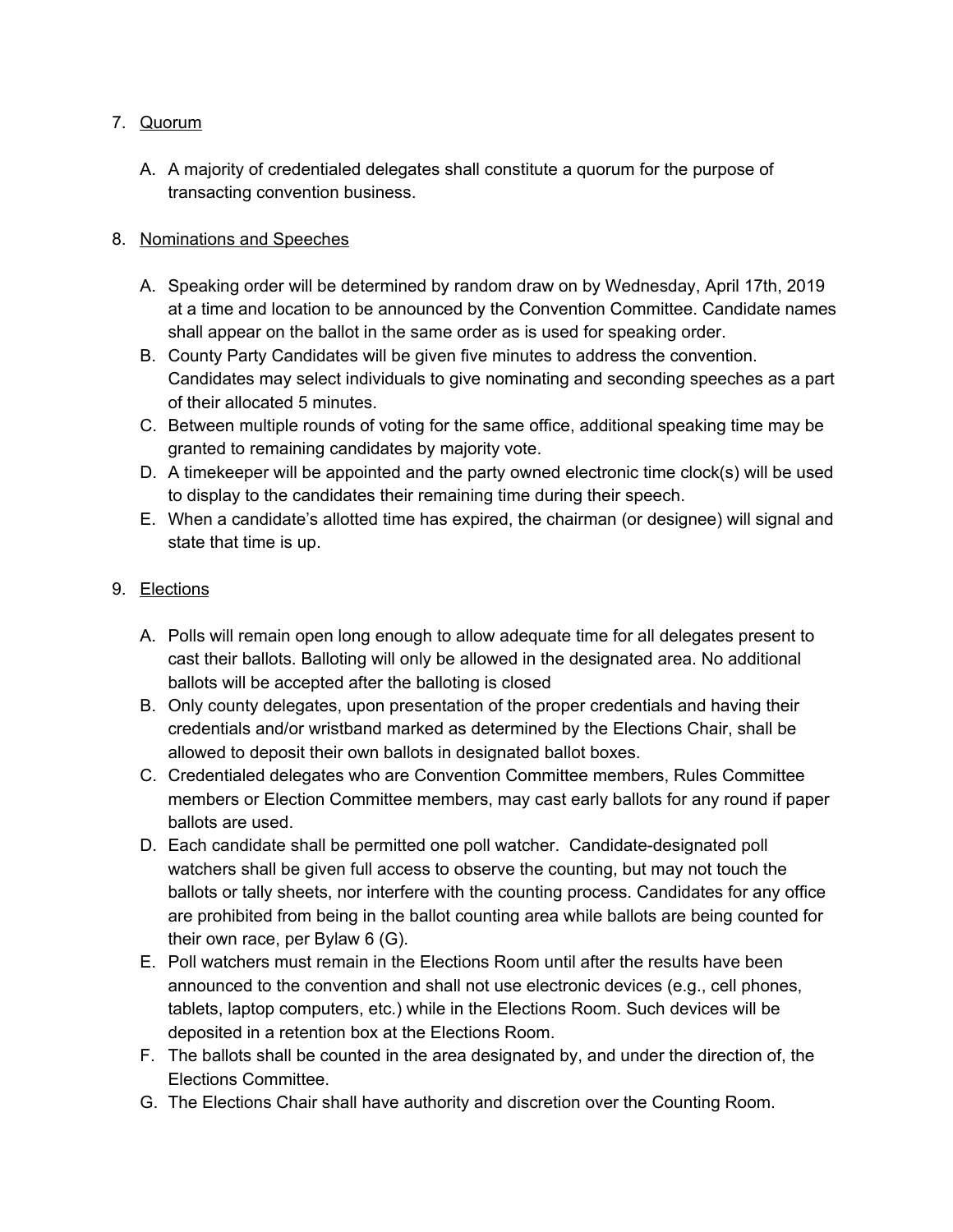7. Quorum

   A. A majority of credentialed delegates shall constitute a quorum for the purpose of transacting convention business.

8. Nominations and Speeches

   A. Speaking order will be determined by random draw on by Wednesday, April 17th, 2019 at a time and location to be announced by the Convention Committee. Candidate names shall appear on the ballot in the same order as is used for speaking order.
   B. County Party Candidates will be given five minutes to address the convention. Candidates may select individuals to give nominating and seconding speeches as a part of their allocated 5 minutes.
   C. Between multiple rounds of voting for the same office, additional speaking time may be granted to remaining candidates by majority vote.
   D. A timekeeper will be appointed and the party owned electronic time clock(s) will be used to display to the candidates their remaining time during their speech.
   E. When a candidate's allotted time has expired, the chairman (or designee) will signal and state that time is up.

9. Elections

   A. Polls will remain open long enough to allow adequate time for all delegates present to cast their ballots. Balloting will only be allowed in the designated area. No additional ballots will be accepted after the balloting is closed
   B. Only county delegates, upon presentation of the proper credentials and having their credentials and/or wristband marked as determined by the Elections Chair, shall be allowed to deposit their own ballots in designated ballot boxes.
   C. Credentialed delegates who are Convention Committee members, Rules Committee members or Election Committee members, may cast early ballots for any round if paper ballots are used.
   D. Each candidate shall be permitted one poll watcher. Candidate-designated poll watchers shall be given full access to observe the counting, but may not touch the ballots or tally sheets, nor interfere with the counting process. Candidates for any office are prohibited from being in the ballot counting area while ballots are being counted for their own race, per Bylaw 6 (G).
   E. Poll watchers must remain in the Elections Room until after the results have been announced to the convention and shall not use electronic devices (e.g., cell phones, tablets, laptop computers, etc.) while in the Elections Room. Such devices will be deposited in a retention box at the Elections Room.
   F. The ballots shall be counted in the area designated by, and under the direction of, the Elections Committee.
   G. The Elections Chair shall have authority and discretion over the Counting Room.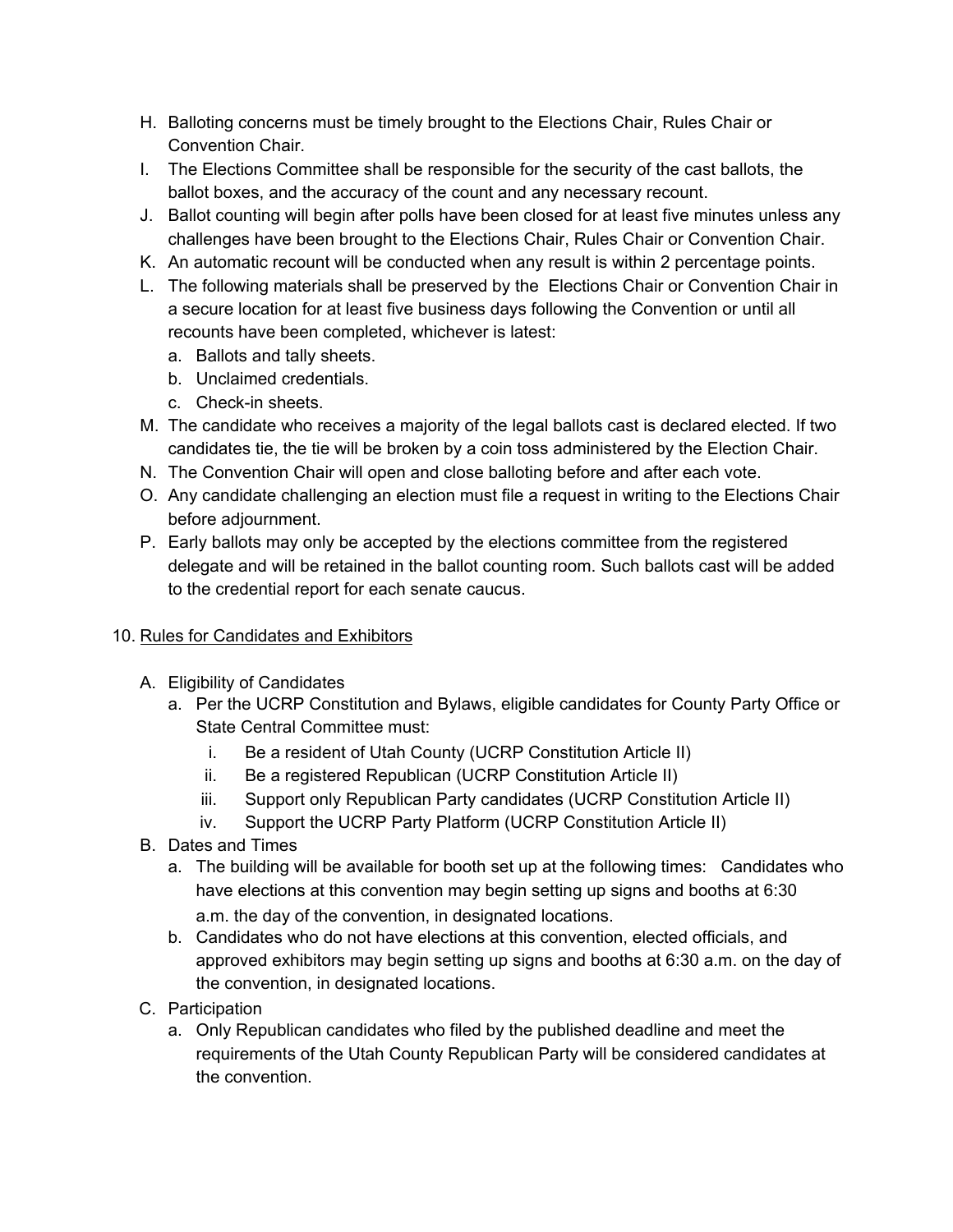H. Balloting concerns must be timely brought to the Elections Chair, Rules Chair or Convention Chair.
I. The Elections Committee shall be responsible for the security of the cast ballots, the ballot boxes, and the accuracy of the count and any necessary recount.
J. Ballot counting will begin after polls have been closed for at least five minutes unless any challenges have been brought to the Elections Chair, Rules Chair or Convention Chair.
K. An automatic recount will be conducted when any result is within 2 percentage points.
L. The following materials shall be preserved by the Elections Chair or Convention Chair in a secure location for at least five business days following the Convention or until all recounts have been completed, whichever is latest:
   a. Ballots and tally sheets.
   b. Unclaimed credentials.
   c. Check-in sheets.
M. The candidate who receives a majority of the legal ballots cast is declared elected. If two candidates tie, the tie will be broken by a coin toss administered by the Election Chair.
N. The Convention Chair will open and close balloting before and after each vote.
O. Any candidate challenging an election must file a request in writing to the Elections Chair before adjournment.
P. Early ballots may only be accepted by the elections committee from the registered delegate and will be retained in the ballot counting room. Such ballots cast will be added to the credential report for each senate caucus.

10. <u>Rules for Candidates and Exhibitors</u>

   A. Eligibility of Candidates
      a. Per the UCRP Constitution and Bylaws, eligible candidates for County Party Office or State Central Committee must:
         i. Be a resident of Utah County (UCRP Constitution Article II)
         ii. Be a registered Republican (UCRP Constitution Article II)
         iii. Support only Republican Party candidates (UCRP Constitution Article II)
         iv. Support the UCRP Party Platform (UCRP Constitution Article II)
   B. Dates and Times
      a. The building will be available for booth set up at the following times: Candidates who have elections at this convention may begin setting up signs and booths at 6:30 a.m. the day of the convention, in designated locations.
      b. Candidates who do not have elections at this convention, elected officials, and approved exhibitors may begin setting up signs and booths at 6:30 a.m. on the day of the convention, in designated locations.
   C. Participation
      a. Only Republican candidates who filed by the published deadline and meet the requirements of the Utah County Republican Party will be considered candidates at the convention.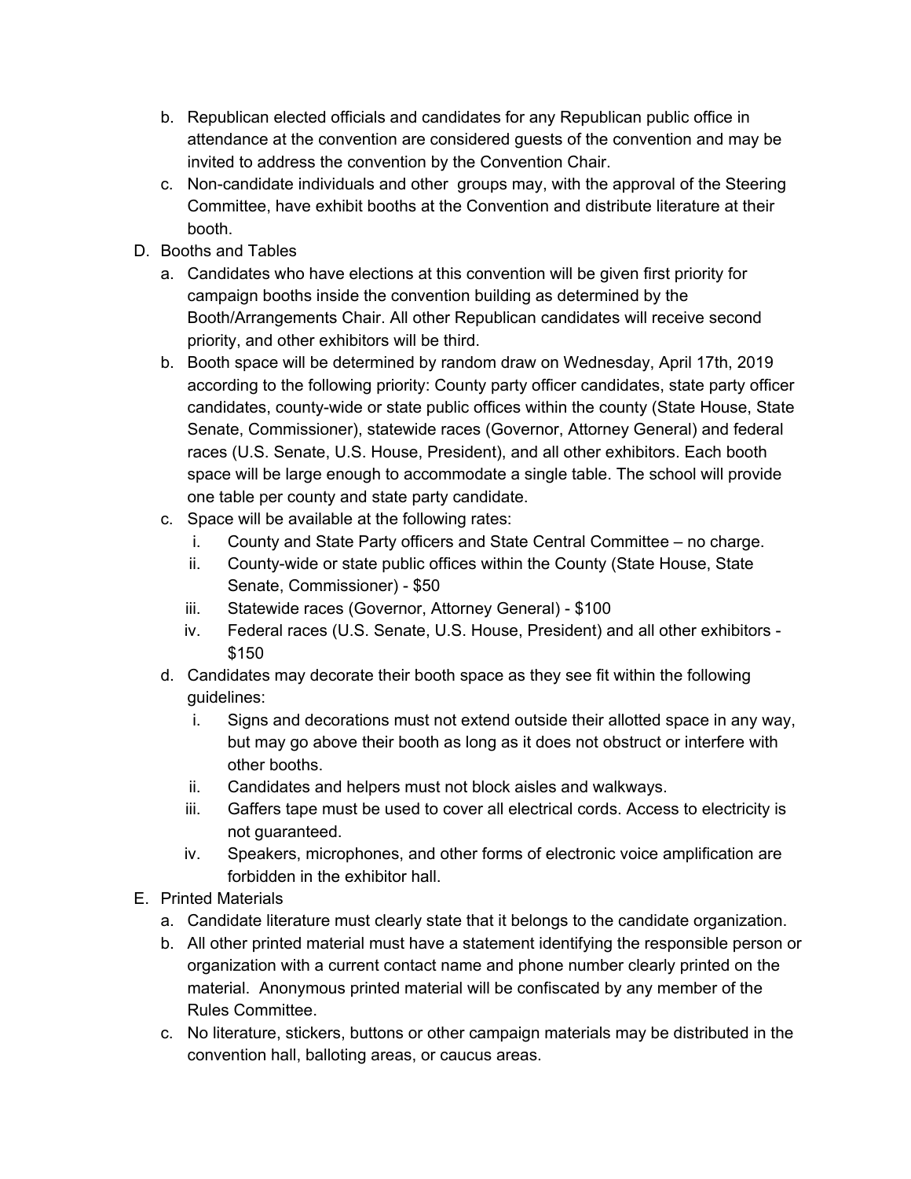b. Republican elected officials and candidates for any Republican public office in attendance at the convention are considered guests of the convention and may be invited to address the convention by the Convention Chair.
   c. Non-candidate individuals and other groups may, with the approval of the Steering Committee, have exhibit booths at the Convention and distribute literature at their booth.

D. Booths and Tables
   a. Candidates who have elections at this convention will be given first priority for campaign booths inside the convention building as determined by the Booth/Arrangements Chair. All other Republican candidates will receive second priority, and other exhibitors will be third.
   b. Booth space will be determined by random draw on Wednesday, April 17th, 2019 according to the following priority: County party officer candidates, state party officer candidates, county-wide or state public offices within the county (State House, State Senate, Commissioner), statewide races (Governor, Attorney General) and federal races (U.S. Senate, U.S. House, President), and all other exhibitors. Each booth space will be large enough to accommodate a single table. The school will provide one table per county and state party candidate.
   c. Space will be available at the following rates:
      i. County and State Party officers and State Central Committee – no charge.
      ii. County-wide or state public offices within the County (State House, State Senate, Commissioner) - $50
      iii. Statewide races (Governor, Attorney General) - $100
      iv. Federal races (U.S. Senate, U.S. House, President) and all other exhibitors - $150
   d. Candidates may decorate their booth space as they see fit within the following guidelines:
      i. Signs and decorations must not extend outside their allotted space in any way, but may go above their booth as long as it does not obstruct or interfere with other booths.
      ii. Candidates and helpers must not block aisles and walkways.
      iii. Gaffers tape must be used to cover all electrical cords. Access to electricity is not guaranteed.
      iv. Speakers, microphones, and other forms of electronic voice amplification are forbidden in the exhibitor hall.

E. Printed Materials
   a. Candidate literature must clearly state that it belongs to the candidate organization.
   b. All other printed material must have a statement identifying the responsible person or organization with a current contact name and phone number clearly printed on the material. Anonymous printed material will be confiscated by any member of the Rules Committee.
   c. No literature, stickers, buttons or other campaign materials may be distributed in the convention hall, balloting areas, or caucus areas.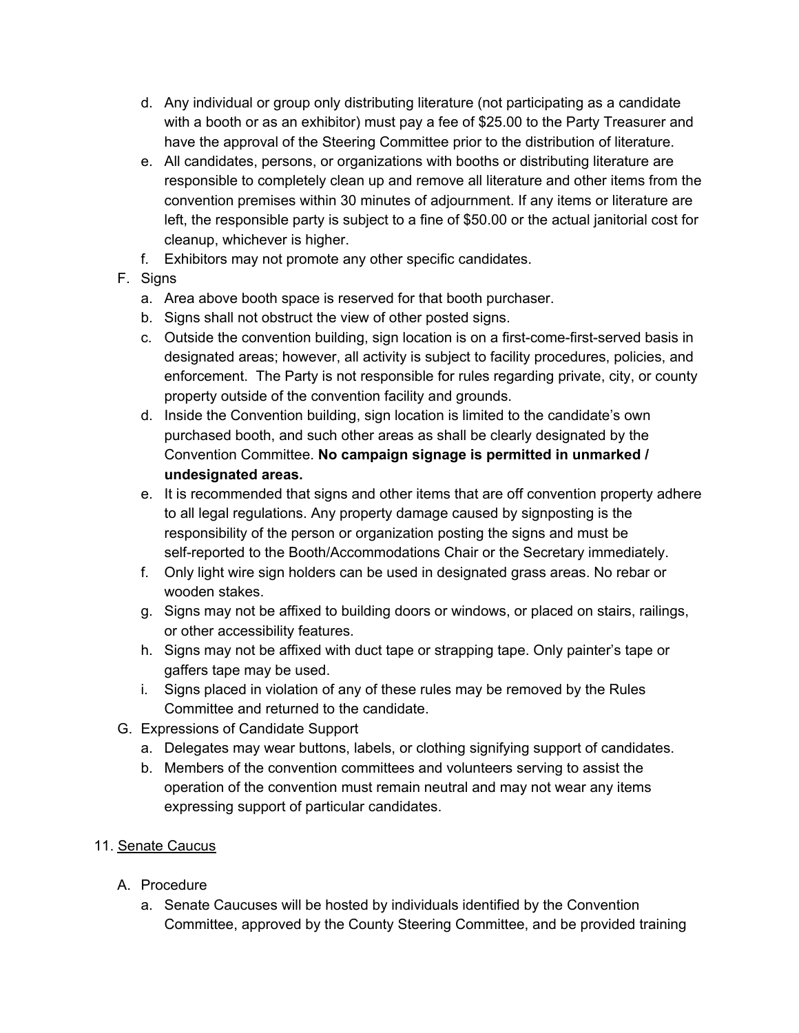d. Any individual or group only distributing literature (not participating as a candidate with a booth or as an exhibitor) must pay a fee of $25.00 to the Party Treasurer and have the approval of the Steering Committee prior to the distribution of literature.
e. All candidates, persons, or organizations with booths or distributing literature are responsible to completely clean up and remove all literature and other items from the convention premises within 30 minutes of adjournment. If any items or literature are left, the responsible party is subject to a fine of $50.00 or the actual janitorial cost for cleanup, whichever is higher.
f. Exhibitors may not promote any other specific candidates.

F. Signs
   a. Area above booth space is reserved for that booth purchaser.
   b. Signs shall not obstruct the view of other posted signs.
   c. Outside the convention building, sign location is on a first-come-first-served basis in designated areas; however, all activity is subject to facility procedures, policies, and enforcement. The Party is not responsible for rules regarding private, city, or county property outside of the convention facility and grounds.
   d. Inside the Convention building, sign location is limited to the candidate's own purchased booth, and such other areas as shall be clearly designated by the Convention Committee. **No campaign signage is permitted in unmarked / undesignated areas.**
   e. It is recommended that signs and other items that are off convention property adhere to all legal regulations. Any property damage caused by signposting is the responsibility of the person or organization posting the signs and must be self-reported to the Booth/Accommodations Chair or the Secretary immediately.
   f. Only light wire sign holders can be used in designated grass areas. No rebar or wooden stakes.
   g. Signs may not be affixed to building doors or windows, or placed on stairs, railings, or other accessibility features.
   h. Signs may not be affixed with duct tape or strapping tape. Only painter's tape or gaffers tape may be used.
   i. Signs placed in violation of any of these rules may be removed by the Rules Committee and returned to the candidate.

G. Expressions of Candidate Support
   a. Delegates may wear buttons, labels, or clothing signifying support of candidates.
   b. Members of the convention committees and volunteers serving to assist the operation of the convention must remain neutral and may not wear any items expressing support of particular candidates.

11. <u>Senate Caucus</u>

   A. Procedure
      a. Senate Caucuses will be hosted by individuals identified by the Convention Committee, approved by the County Steering Committee, and be provided training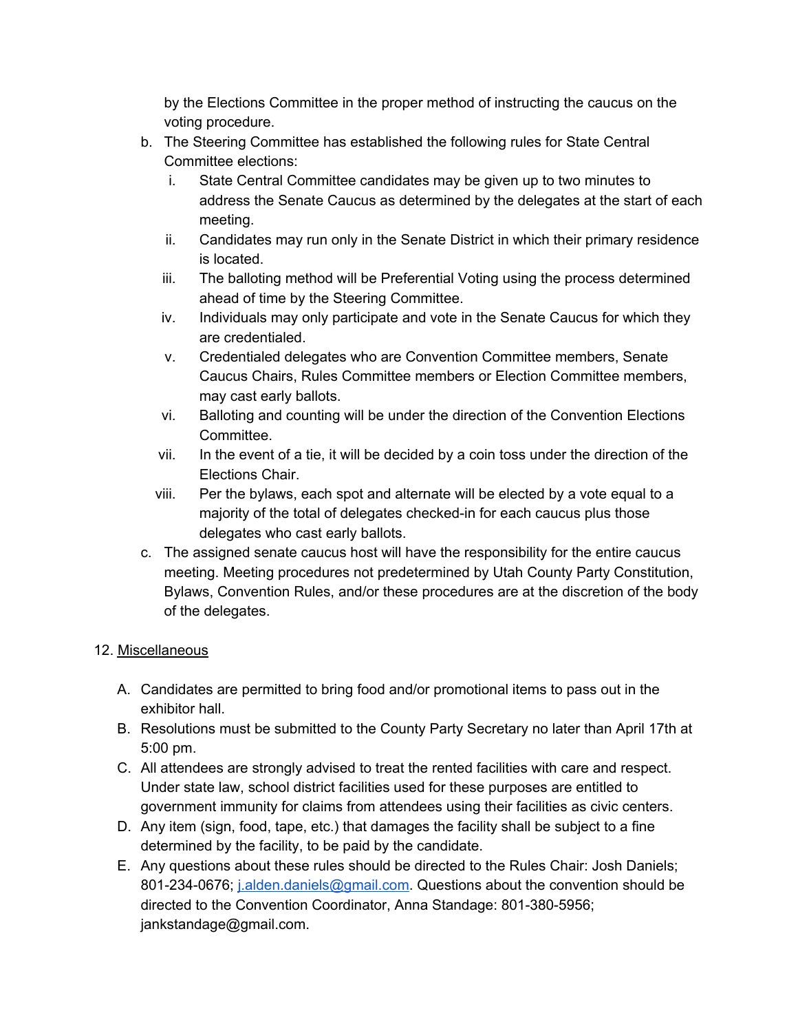by the Elections Committee in the proper method of instructing the caucus on the voting procedure.

b. The Steering Committee has established the following rules for State Central Committee elections:
   i. State Central Committee candidates may be given up to two minutes to address the Senate Caucus as determined by the delegates at the start of each meeting.
   ii. Candidates may run only in the Senate District in which their primary residence is located.
   iii. The balloting method will be Preferential Voting using the process determined ahead of time by the Steering Committee.
   iv. Individuals may only participate and vote in the Senate Caucus for which they are credentialed.
   v. Credentialed delegates who are Convention Committee members, Senate Caucus Chairs, Rules Committee members or Election Committee members, may cast early ballots.
   vi. Balloting and counting will be under the direction of the Convention Elections Committee.
   vii. In the event of a tie, it will be decided by a coin toss under the direction of the Elections Chair.
   viii. Per the bylaws, each spot and alternate will be elected by a vote equal to a majority of the total of delegates checked-in for each caucus plus those delegates who cast early ballots.

c. The assigned senate caucus host will have the responsibility for the entire caucus meeting. Meeting procedures not predetermined by Utah County Party Constitution, Bylaws, Convention Rules, and/or these procedures are at the discretion of the body of the delegates.

12. <u>Miscellaneous</u>

A. Candidates are permitted to bring food and/or promotional items to pass out in the exhibitor hall.

B. Resolutions must be submitted to the County Party Secretary no later than April 17th at 5:00 pm.

C. All attendees are strongly advised to treat the rented facilities with care and respect. Under state law, school district facilities used for these purposes are entitled to government immunity for claims from attendees using their facilities as civic centers.

D. Any item (sign, food, tape, etc.) that damages the facility shall be subject to a fine determined by the facility, to be paid by the candidate.

E. Any questions about these rules should be directed to the Rules Chair: Josh Daniels; 801-234-0676; j.alden.daniels@gmail.com. Questions about the convention should be directed to the Convention Coordinator, Anna Standage: 801-380-5956; jankstandage@gmail.com.